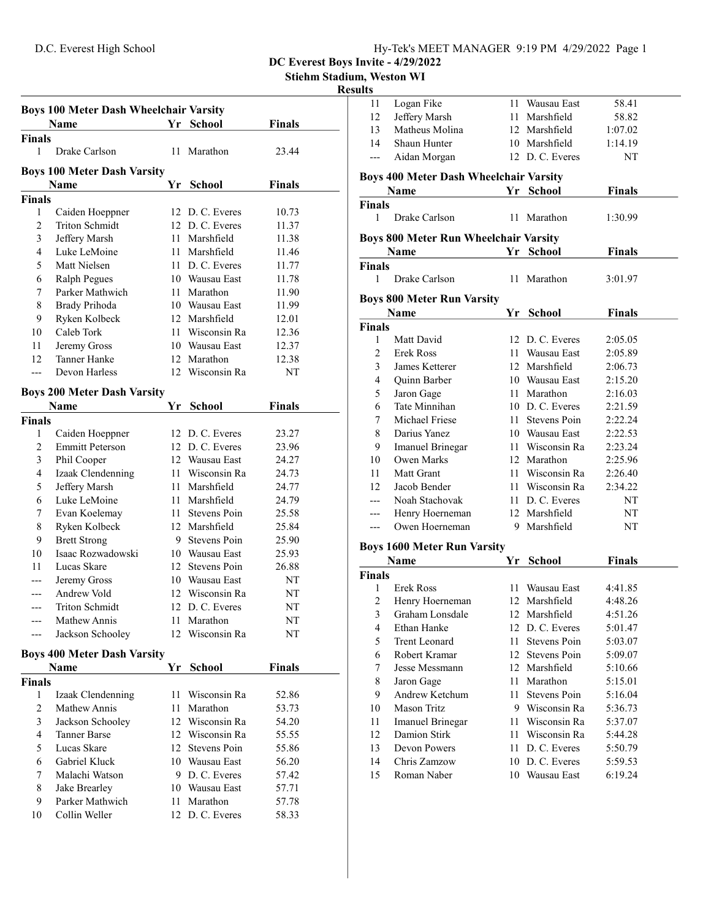# DC Everest Boys Invite - 4/29/2022

**Stiehm Stadium, Weston WI**

**Results**

### Boys 100 Meter Dash Wheelchair Varsity

| | Name | Yr | School | Finals |
|---|---|---|---|---|
| **Finals** | | | | |
| 1 | Drake Carlson | 11 | Marathon | 23.44 |

### Boys 100 Meter Dash Varsity

| | Name | Yr | School | Finals |
|---|---|---|---|---|
| **Finals** | | | | |
| 1 | Caiden Hoeppner | 12 | D. C. Everes | 10.73 |
| 2 | Triton Schmidt | 12 | D. C. Everes | 11.37 |
| 3 | Jeffery Marsh | 11 | Marshfield | 11.38 |
| 4 | Luke LeMoine | 11 | Marshfield | 11.46 |
| 5 | Matt Nielsen | 11 | D. C. Everes | 11.77 |
| 6 | Ralph Pegues | 10 | Wausau East | 11.78 |
| 7 | Parker Mathwich | 11 | Marathon | 11.90 |
| 8 | Brady Prihoda | 10 | Wausau East | 11.99 |
| 9 | Ryken Kolbeck | 12 | Marshfield | 12.01 |
| 10 | Caleb Tork | 11 | Wisconsin Ra | 12.36 |
| 11 | Jeremy Gross | 10 | Wausau East | 12.37 |
| 12 | Tanner Hanke | 12 | Marathon | 12.38 |
| --- | Devon Harless | 12 | Wisconsin Ra | NT |

### Boys 200 Meter Dash Varsity

| | Name | Yr | School | Finals |
|---|---|---|---|---|
| **Finals** | | | | |
| 1 | Caiden Hoeppner | 12 | D. C. Everes | 23.27 |
| 2 | Emmitt Peterson | 12 | D. C. Everes | 23.96 |
| 3 | Phil Cooper | 12 | Wausau East | 24.27 |
| 4 | Izaak Clendenning | 11 | Wisconsin Ra | 24.73 |
| 5 | Jeffery Marsh | 11 | Marshfield | 24.77 |
| 6 | Luke LeMoine | 11 | Marshfield | 24.79 |
| 7 | Evan Koelemay | 11 | Stevens Poin | 25.58 |
| 8 | Ryken Kolbeck | 12 | Marshfield | 25.84 |
| 9 | Brett Strong | 9 | Stevens Poin | 25.90 |
| 10 | Isaac Rozwadowski | 10 | Wausau East | 25.93 |
| 11 | Lucas Skare | 12 | Stevens Poin | 26.88 |
| --- | Jeremy Gross | 10 | Wausau East | NT |
| --- | Andrew Vold | 12 | Wisconsin Ra | NT |
| --- | Triton Schmidt | 12 | D. C. Everes | NT |
| --- | Mathew Annis | 11 | Marathon | NT |
| --- | Jackson Schooley | 12 | Wisconsin Ra | NT |

### Boys 400 Meter Dash Varsity

| | Name | Yr | School | Finals |
|---|---|---|---|---|
| **Finals** | | | | |
| 1 | Izaak Clendenning | 11 | Wisconsin Ra | 52.86 |
| 2 | Mathew Annis | 11 | Marathon | 53.73 |
| 3 | Jackson Schooley | 12 | Wisconsin Ra | 54.20 |
| 4 | Tanner Barse | 12 | Wisconsin Ra | 55.55 |
| 5 | Lucas Skare | 12 | Stevens Poin | 55.86 |
| 6 | Gabriel Kluck | 10 | Wausau East | 56.20 |
| 7 | Malachi Watson | 9 | D. C. Everes | 57.42 |
| 8 | Jake Brearley | 10 | Wausau East | 57.71 |
| 9 | Parker Mathwich | 11 | Marathon | 57.78 |
| 10 | Collin Weller | 12 | D. C. Everes | 58.33 |
| 11 | Logan Fike | 11 | Wausau East | 58.41 |
| 12 | Jeffery Marsh | 11 | Marshfield | 58.82 |
| 13 | Matheus Molina | 12 | Marshfield | 1:07.02 |
| 14 | Shaun Hunter | 10 | Marshfield | 1:14.19 |
| --- | Aidan Morgan | 12 | D. C. Everes | NT |

### Boys 400 Meter Dash Wheelchair Varsity

| | Name | Yr | School | Finals |
|---|---|---|---|---|
| **Finals** | | | | |
| 1 | Drake Carlson | 11 | Marathon | 1:30.99 |

### Boys 800 Meter Run Wheelchair Varsity

| | Name | Yr | School | Finals |
|---|---|---|---|---|
| **Finals** | | | | |
| 1 | Drake Carlson | 11 | Marathon | 3:01.97 |

### Boys 800 Meter Run Varsity

| | Name | Yr | School | Finals |
|---|---|---|---|---|
| **Finals** | | | | |
| 1 | Matt David | 12 | D. C. Everes | 2:05.05 |
| 2 | Erek Ross | 11 | Wausau East | 2:05.89 |
| 3 | James Ketterer | 12 | Marshfield | 2:06.73 |
| 4 | Quinn Barber | 10 | Wausau East | 2:15.20 |
| 5 | Jaron Gage | 11 | Marathon | 2:16.03 |
| 6 | Tate Minnihan | 10 | D. C. Everes | 2:21.59 |
| 7 | Michael Friese | 11 | Stevens Poin | 2:22.24 |
| 8 | Darius Yanez | 10 | Wausau East | 2:22.53 |
| 9 | Imanuel Brinegar | 11 | Wisconsin Ra | 2:23.24 |
| 10 | Owen Marks | 12 | Marathon | 2:25.96 |
| 11 | Matt Grant | 11 | Wisconsin Ra | 2:26.40 |
| 12 | Jacob Bender | 11 | Wisconsin Ra | 2:34.22 |
| --- | Noah Stachovak | 11 | D. C. Everes | NT |
| --- | Henry Hoerneman | 12 | Marshfield | NT |
| --- | Owen Hoerneman | 9 | Marshfield | NT |

### Boys 1600 Meter Run Varsity

| | Name | Yr | School | Finals |
|---|---|---|---|---|
| **Finals** | | | | |
| 1 | Erek Ross | 11 | Wausau East | 4:41.85 |
| 2 | Henry Hoerneman | 12 | Marshfield | 4:48.26 |
| 3 | Graham Lonsdale | 12 | Marshfield | 4:51.26 |
| 4 | Ethan Hanke | 12 | D. C. Everes | 5:01.47 |
| 5 | Trent Leonard | 11 | Stevens Poin | 5:03.07 |
| 6 | Robert Kramar | 12 | Stevens Poin | 5:09.07 |
| 7 | Jesse Messmann | 12 | Marshfield | 5:10.66 |
| 8 | Jaron Gage | 11 | Marathon | 5:15.01 |
| 9 | Andrew Ketchum | 11 | Stevens Poin | 5:16.04 |
| 10 | Mason Tritz | 9 | Wisconsin Ra | 5:36.73 |
| 11 | Imanuel Brinegar | 11 | Wisconsin Ra | 5:37.07 |
| 12 | Damion Stirk | 11 | Wisconsin Ra | 5:44.28 |
| 13 | Devon Powers | 11 | D. C. Everes | 5:50.79 |
| 14 | Chris Zamzow | 10 | D. C. Everes | 5:59.53 |
| 15 | Roman Naber | 10 | Wausau East | 6:19.24 |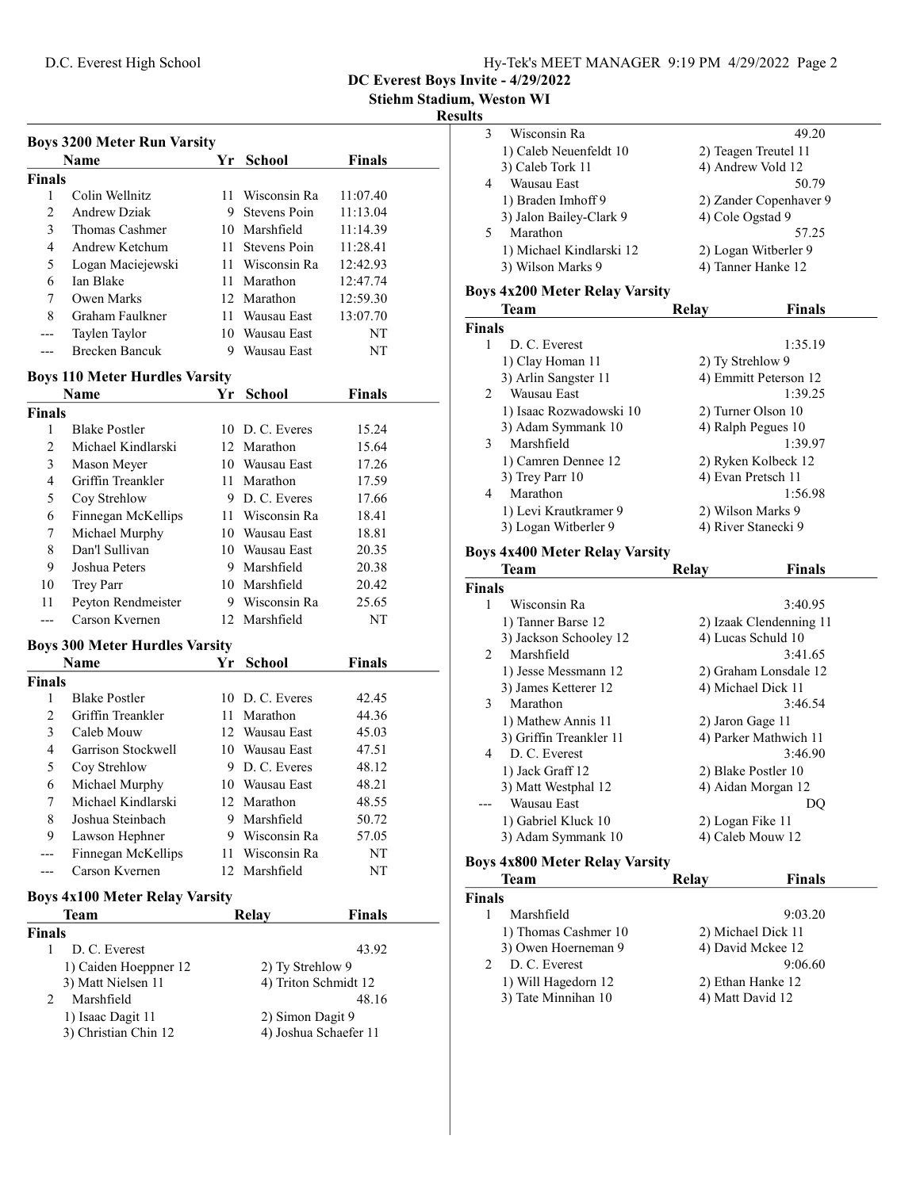# DC Everest Boys Invite - 4/29/2022

**Stiehm Stadium, Weston WI**

**Results**

## Boys 3200 Meter Run Varsity

| | Name | Yr | School | Finals |
|---|---|---|---|---|
| **Finals** | | | | |
| 1 | Colin Wellnitz | 11 | Wisconsin Ra | 11:07.40 |
| 2 | Andrew Dziak | 9 | Stevens Poin | 11:13.04 |
| 3 | Thomas Cashmer | 10 | Marshfield | 11:14.39 |
| 4 | Andrew Ketchum | 11 | Stevens Poin | 11:28.41 |
| 5 | Logan Maciejewski | 11 | Wisconsin Ra | 12:42.93 |
| 6 | Ian Blake | 11 | Marathon | 12:47.74 |
| 7 | Owen Marks | 12 | Marathon | 12:59.30 |
| 8 | Graham Faulkner | 11 | Wausau East | 13:07.70 |
| --- | Taylen Taylor | 10 | Wausau East | NT |
| --- | Brecken Bancuk | 9 | Wausau East | NT |

## Boys 110 Meter Hurdles Varsity

| | Name | Yr | School | Finals |
|---|---|---|---|---|
| **Finals** | | | | |
| 1 | Blake Postler | 10 | D. C. Everes | 15.24 |
| 2 | Michael Kindlarski | 12 | Marathon | 15.64 |
| 3 | Mason Meyer | 10 | Wausau East | 17.26 |
| 4 | Griffin Treankler | 11 | Marathon | 17.59 |
| 5 | Coy Strehlow | 9 | D. C. Everes | 17.66 |
| 6 | Finnegan McKellips | 11 | Wisconsin Ra | 18.41 |
| 7 | Michael Murphy | 10 | Wausau East | 18.81 |
| 8 | Dan'l Sullivan | 10 | Wausau East | 20.35 |
| 9 | Joshua Peters | 9 | Marshfield | 20.38 |
| 10 | Trey Parr | 10 | Marshfield | 20.42 |
| 11 | Peyton Rendmeister | 9 | Wisconsin Ra | 25.65 |
| --- | Carson Kvernen | 12 | Marshfield | NT |

## Boys 300 Meter Hurdles Varsity

| | Name | Yr | School | Finals |
|---|---|---|---|---|
| **Finals** | | | | |
| 1 | Blake Postler | 10 | D. C. Everes | 42.45 |
| 2 | Griffin Treankler | 11 | Marathon | 44.36 |
| 3 | Caleb Mouw | 12 | Wausau East | 45.03 |
| 4 | Garrison Stockwell | 10 | Wausau East | 47.51 |
| 5 | Coy Strehlow | 9 | D. C. Everes | 48.12 |
| 6 | Michael Murphy | 10 | Wausau East | 48.21 |
| 7 | Michael Kindlarski | 12 | Marathon | 48.55 |
| 8 | Joshua Steinbach | 9 | Marshfield | 50.72 |
| 9 | Lawson Hephner | 9 | Wisconsin Ra | 57.05 |
| --- | Finnegan McKellips | 11 | Wisconsin Ra | NT |
| --- | Carson Kvernen | 12 | Marshfield | NT |

## Boys 4x100 Meter Relay Varsity

| | Team | Relay | Finals |
|---|---|---|---|
| **Finals** | | | |
| 1 | D. C. Everest | | 43.92 |
| | 1) Caiden Hoeppner 12 | 2) Ty Strehlow 9 | |
| | 3) Matt Nielsen 11 | 4) Triton Schmidt 12 | |
| 2 | Marshfield | | 48.16 |
| | 1) Isaac Dagit 11 | 2) Simon Dagit 9 | |
| | 3) Christian Chin 12 | 4) Joshua Schaefer 11 | |
| 3 | Wisconsin Ra | | 49.20 |
| | 1) Caleb Neuenfeldt 10 | 2) Teagen Treutel 11 | |
| | 3) Caleb Tork 11 | 4) Andrew Vold 12 | |
| 4 | Wausau East | | 50.79 |
| | 1) Braden Imhoff 9 | 2) Zander Copenhaver 9 | |
| | 3) Jalon Bailey-Clark 9 | 4) Cole Ogstad 9 | |
| 5 | Marathon | | 57.25 |
| | 1) Michael Kindlarski 12 | 2) Logan Witberler 9 | |
| | 3) Wilson Marks 9 | 4) Tanner Hanke 12 | |

## Boys 4x200 Meter Relay Varsity

| | Team | Relay | Finals |
|---|---|---|---|
| **Finals** | | | |
| 1 | D. C. Everest | | 1:35.19 |
| | 1) Clay Homan 11 | 2) Ty Strehlow 9 | |
| | 3) Arlin Sangster 11 | 4) Emmitt Peterson 12 | |
| 2 | Wausau East | | 1:39.25 |
| | 1) Isaac Rozwadowski 10 | 2) Turner Olson 10 | |
| | 3) Adam Symmank 10 | 4) Ralph Pegues 10 | |
| 3 | Marshfield | | 1:39.97 |
| | 1) Camren Dennee 12 | 2) Ryken Kolbeck 12 | |
| | 3) Trey Parr 10 | 4) Evan Pretsch 11 | |
| 4 | Marathon | | 1:56.98 |
| | 1) Levi Krautkramer 9 | 2) Wilson Marks 9 | |
| | 3) Logan Witberler 9 | 4) River Stanecki 9 | |

## Boys 4x400 Meter Relay Varsity

| | Team | Relay | Finals |
|---|---|---|---|
| **Finals** | | | |
| 1 | Wisconsin Ra | | 3:40.95 |
| | 1) Tanner Barse 12 | 2) Izaak Clendenning 11 | |
| | 3) Jackson Schooley 12 | 4) Lucas Schuld 10 | |
| 2 | Marshfield | | 3:41.65 |
| | 1) Jesse Messmann 12 | 2) Graham Lonsdale 12 | |
| | 3) James Ketterer 12 | 4) Michael Dick 11 | |
| 3 | Marathon | | 3:46.54 |
| | 1) Mathew Annis 11 | 2) Jaron Gage 11 | |
| | 3) Griffin Treankler 11 | 4) Parker Mathwich 11 | |
| 4 | D. C. Everest | | 3:46.90 |
| | 1) Jack Graff 12 | 2) Blake Postler 10 | |
| | 3) Matt Westphal 12 | 4) Aidan Morgan 12 | |
| --- | Wausau East | | DQ |
| | 1) Gabriel Kluck 10 | 2) Logan Fike 11 | |
| | 3) Adam Symmank 10 | 4) Caleb Mouw 12 | |

## Boys 4x800 Meter Relay Varsity

| | Team | Relay | Finals |
|---|---|---|---|
| **Finals** | | | |
| 1 | Marshfield | | 9:03.20 |
| | 1) Thomas Cashmer 10 | 2) Michael Dick 11 | |
| | 3) Owen Hoerneman 9 | 4) David Mckee 12 | |
| 2 | D. C. Everest | | 9:06.60 |
| | 1) Will Hagedorn 12 | 2) Ethan Hanke 12 | |
| | 3) Tate Minnihan 10 | 4) Matt David 12 | |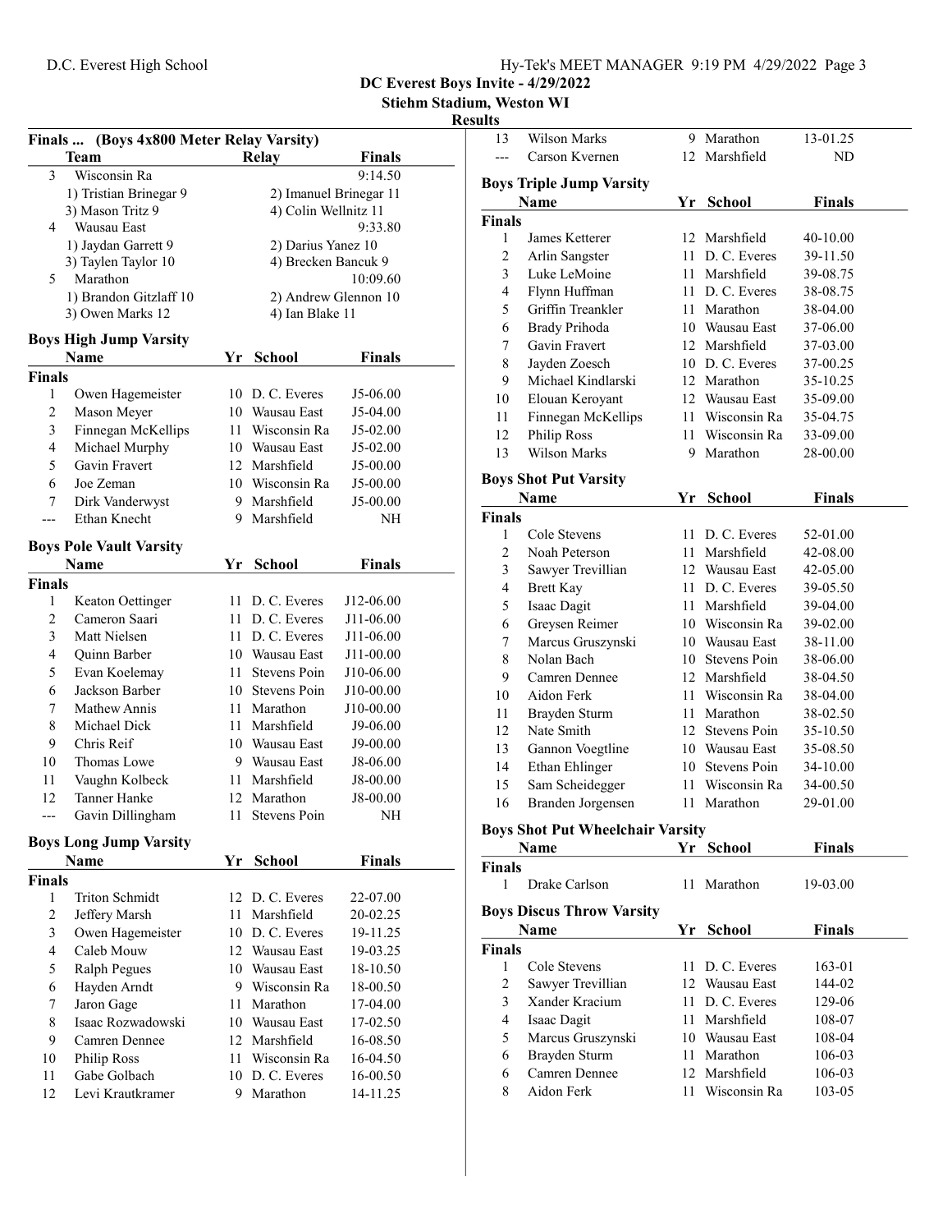## DC Everest Boys Invite - 4/29/2022

### Stiehm Stadium, Weston WI

### Results

### Finals ... (Boys 4x800 Meter Relay Varsity)

| | Team | Relay | Finals |
|---|---|---|---|
| 3 | Wisconsin Ra | | 9:14.50 |
| | 1) Tristian Brinegar 9 | 2) Imanuel Brinegar 11 | |
| | 3) Mason Tritz 9 | 4) Colin Wellnitz 11 | |
| 4 | Wausau East | | 9:33.80 |
| | 1) Jaydan Garrett 9 | 2) Darius Yanez 10 | |
| | 3) Taylen Taylor 10 | 4) Brecken Bancuk 9 | |
| 5 | Marathon | | 10:09.60 |
| | 1) Brandon Gitzlaff 10 | 2) Andrew Glennon 10 | |
| | 3) Owen Marks 12 | 4) Ian Blake 11 | |

### Boys High Jump Varsity

| | Name | Yr | School | Finals |
|---|---|---|---|---|
| **Finals** | | | | |
| 1 | Owen Hagemeister | 10 | D. C. Everes | J5-06.00 |
| 2 | Mason Meyer | 10 | Wausau East | J5-04.00 |
| 3 | Finnegan McKellips | 11 | Wisconsin Ra | J5-02.00 |
| 4 | Michael Murphy | 10 | Wausau East | J5-02.00 |
| 5 | Gavin Fravert | 12 | Marshfield | J5-00.00 |
| 6 | Joe Zeman | 10 | Wisconsin Ra | J5-00.00 |
| 7 | Dirk Vanderwyst | 9 | Marshfield | J5-00.00 |
| --- | Ethan Knecht | 9 | Marshfield | NH |

### Boys Pole Vault Varsity

| | Name | Yr | School | Finals |
|---|---|---|---|---|
| **Finals** | | | | |
| 1 | Keaton Oettinger | 11 | D. C. Everes | J12-06.00 |
| 2 | Cameron Saari | 11 | D. C. Everes | J11-06.00 |
| 3 | Matt Nielsen | 11 | D. C. Everes | J11-06.00 |
| 4 | Quinn Barber | 10 | Wausau East | J11-00.00 |
| 5 | Evan Koelemay | 11 | Stevens Poin | J10-06.00 |
| 6 | Jackson Barber | 10 | Stevens Poin | J10-00.00 |
| 7 | Mathew Annis | 11 | Marathon | J10-00.00 |
| 8 | Michael Dick | 11 | Marshfield | J9-06.00 |
| 9 | Chris Reif | 10 | Wausau East | J9-00.00 |
| 10 | Thomas Lowe | 9 | Wausau East | J8-06.00 |
| 11 | Vaughn Kolbeck | 11 | Marshfield | J8-00.00 |
| 12 | Tanner Hanke | 12 | Marathon | J8-00.00 |
| --- | Gavin Dillingham | 11 | Stevens Poin | NH |

### Boys Long Jump Varsity

| | Name | Yr | School | Finals |
|---|---|---|---|---|
| **Finals** | | | | |
| 1 | Triton Schmidt | 12 | D. C. Everes | 22-07.00 |
| 2 | Jeffery Marsh | 11 | Marshfield | 20-02.25 |
| 3 | Owen Hagemeister | 10 | D. C. Everes | 19-11.25 |
| 4 | Caleb Mouw | 12 | Wausau East | 19-03.25 |
| 5 | Ralph Pegues | 10 | Wausau East | 18-10.50 |
| 6 | Hayden Arndt | 9 | Wisconsin Ra | 18-00.50 |
| 7 | Jaron Gage | 11 | Marathon | 17-04.00 |
| 8 | Isaac Rozwadowski | 10 | Wausau East | 17-02.50 |
| 9 | Camren Dennee | 12 | Marshfield | 16-08.50 |
| 10 | Philip Ross | 11 | Wisconsin Ra | 16-04.50 |
| 11 | Gabe Golbach | 10 | D. C. Everes | 16-00.50 |
| 12 | Levi Krautkramer | 9 | Marathon | 14-11.25 |
| 13 | Wilson Marks | 9 | Marathon | 13-01.25 |
| --- | Carson Kvernen | 12 | Marshfield | ND |

### Boys Triple Jump Varsity

| | Name | Yr | School | Finals |
|---|---|---|---|---|
| **Finals** | | | | |
| 1 | James Ketterer | 12 | Marshfield | 40-10.00 |
| 2 | Arlin Sangster | 11 | D. C. Everes | 39-11.50 |
| 3 | Luke LeMoine | 11 | Marshfield | 39-08.75 |
| 4 | Flynn Huffman | 11 | D. C. Everes | 38-08.75 |
| 5 | Griffin Treankler | 11 | Marathon | 38-04.00 |
| 6 | Brady Prihoda | 10 | Wausau East | 37-06.00 |
| 7 | Gavin Fravert | 12 | Marshfield | 37-03.00 |
| 8 | Jayden Zoesch | 10 | D. C. Everes | 37-00.25 |
| 9 | Michael Kindlarski | 12 | Marathon | 35-10.25 |
| 10 | Elouan Keroyant | 12 | Wausau East | 35-09.00 |
| 11 | Finnegan McKellips | 11 | Wisconsin Ra | 35-04.75 |
| 12 | Philip Ross | 11 | Wisconsin Ra | 33-09.00 |
| 13 | Wilson Marks | 9 | Marathon | 28-00.00 |

### Boys Shot Put Varsity

| | Name | Yr | School | Finals |
|---|---|---|---|---|
| **Finals** | | | | |
| 1 | Cole Stevens | 11 | D. C. Everes | 52-01.00 |
| 2 | Noah Peterson | 11 | Marshfield | 42-08.00 |
| 3 | Sawyer Trevillian | 12 | Wausau East | 42-05.00 |
| 4 | Brett Kay | 11 | D. C. Everes | 39-05.50 |
| 5 | Isaac Dagit | 11 | Marshfield | 39-04.00 |
| 6 | Greysen Reimer | 10 | Wisconsin Ra | 39-02.00 |
| 7 | Marcus Gruszynski | 10 | Wausau East | 38-11.00 |
| 8 | Nolan Bach | 10 | Stevens Poin | 38-06.00 |
| 9 | Camren Dennee | 12 | Marshfield | 38-04.50 |
| 10 | Aidon Ferk | 11 | Wisconsin Ra | 38-04.00 |
| 11 | Brayden Sturm | 11 | Marathon | 38-02.50 |
| 12 | Nate Smith | 12 | Stevens Poin | 35-10.50 |
| 13 | Gannon Voegtline | 10 | Wausau East | 35-08.50 |
| 14 | Ethan Ehlinger | 10 | Stevens Poin | 34-10.00 |
| 15 | Sam Scheidegger | 11 | Wisconsin Ra | 34-00.50 |
| 16 | Branden Jorgensen | 11 | Marathon | 29-01.00 |

### Boys Shot Put Wheelchair Varsity

| | Name | Yr | School | Finals |
|---|---|---|---|---|
| **Finals** | | | | |
| 1 | Drake Carlson | 11 | Marathon | 19-03.00 |

### Boys Discus Throw Varsity

| | Name | Yr | School | Finals |
|---|---|---|---|---|
| **Finals** | | | | |
| 1 | Cole Stevens | 11 | D. C. Everes | 163-01 |
| 2 | Sawyer Trevillian | 12 | Wausau East | 144-02 |
| 3 | Xander Kracium | 11 | D. C. Everes | 129-06 |
| 4 | Isaac Dagit | 11 | Marshfield | 108-07 |
| 5 | Marcus Gruszynski | 10 | Wausau East | 108-04 |
| 6 | Brayden Sturm | 11 | Marathon | 106-03 |
| 6 | Camren Dennee | 12 | Marshfield | 106-03 |
| 8 | Aidon Ferk | 11 | Wisconsin Ra | 103-05 |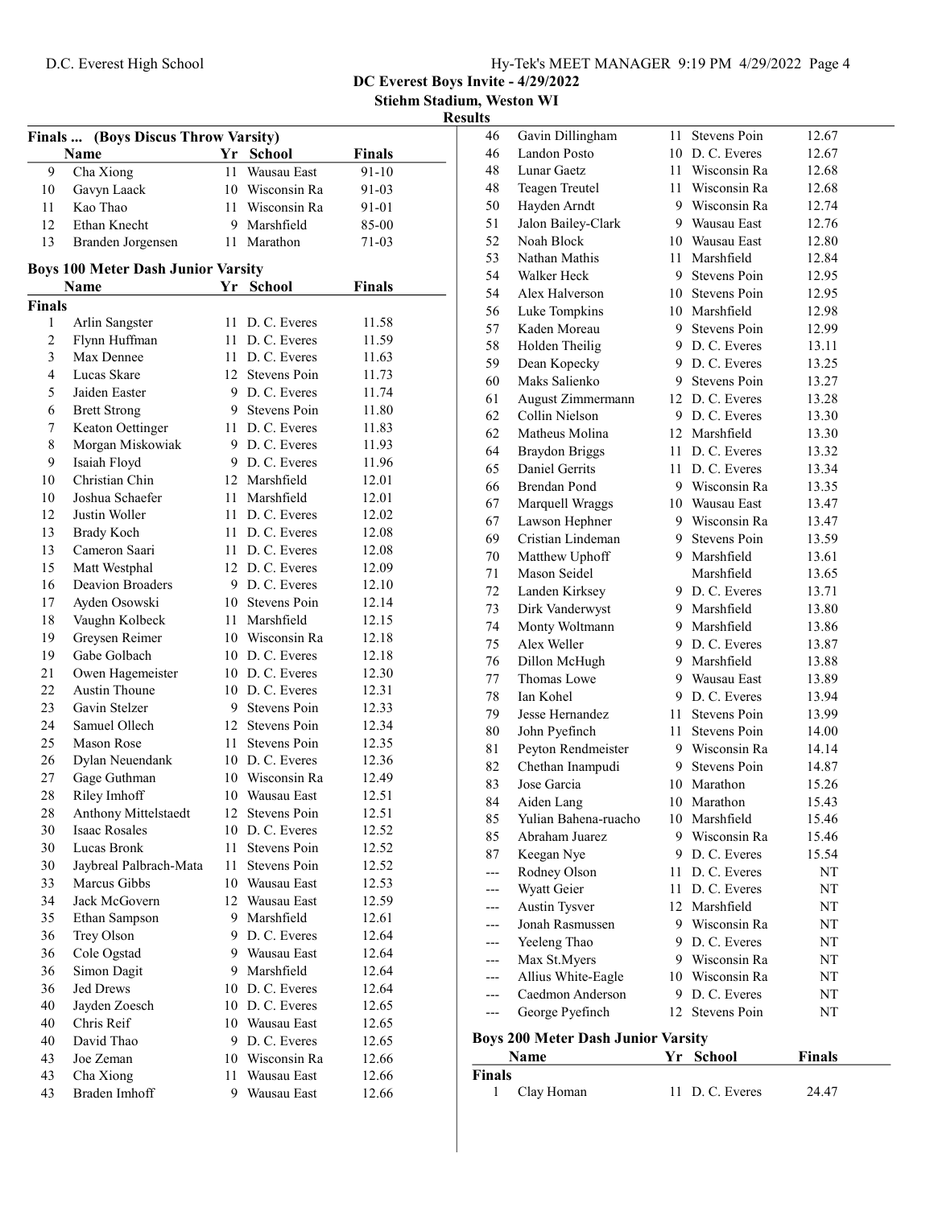### Finals ... (Boys Discus Throw Varsity)

| | Name | Yr | School | Finals |
|---|---|---|---|---|
| 9 | Cha Xiong | 11 | Wausau East | 91-10 |
| 10 | Gavyn Laack | 10 | Wisconsin Ra | 91-03 |
| 11 | Kao Thao | 11 | Wisconsin Ra | 91-01 |
| 12 | Ethan Knecht | 9 | Marshfield | 85-00 |
| 13 | Branden Jorgensen | 11 | Marathon | 71-03 |

### Boys 100 Meter Dash Junior Varsity

| | Name | Yr | School | Finals |
|---|---|---|---|---|
| **Finals** | | | | |
| 1 | Arlin Sangster | 11 | D. C. Everes | 11.58 |
| 2 | Flynn Huffman | 11 | D. C. Everes | 11.59 |
| 3 | Max Dennee | 11 | D. C. Everes | 11.63 |
| 4 | Lucas Skare | 12 | Stevens Poin | 11.73 |
| 5 | Jaiden Easter | 9 | D. C. Everes | 11.74 |
| 6 | Brett Strong | 9 | Stevens Poin | 11.80 |
| 7 | Keaton Oettinger | 11 | D. C. Everes | 11.83 |
| 8 | Morgan Miskowiak | 9 | D. C. Everes | 11.93 |
| 9 | Isaiah Floyd | 9 | D. C. Everes | 11.96 |
| 10 | Christian Chin | 12 | Marshfield | 12.01 |
| 10 | Joshua Schaefer | 11 | Marshfield | 12.01 |
| 12 | Justin Woller | 11 | D. C. Everes | 12.02 |
| 13 | Brady Koch | 11 | D. C. Everes | 12.08 |
| 13 | Cameron Saari | 11 | D. C. Everes | 12.08 |
| 15 | Matt Westphal | 12 | D. C. Everes | 12.09 |
| 16 | Deavion Broaders | 9 | D. C. Everes | 12.10 |
| 17 | Ayden Osowski | 10 | Stevens Poin | 12.14 |
| 18 | Vaughn Kolbeck | 11 | Marshfield | 12.15 |
| 19 | Greysen Reimer | 10 | Wisconsin Ra | 12.18 |
| 19 | Gabe Golbach | 10 | D. C. Everes | 12.18 |
| 21 | Owen Hagemeister | 10 | D. C. Everes | 12.30 |
| 22 | Austin Thoune | 10 | D. C. Everes | 12.31 |
| 23 | Gavin Stelzer | 9 | Stevens Poin | 12.33 |
| 24 | Samuel Ollech | 12 | Stevens Poin | 12.34 |
| 25 | Mason Rose | 11 | Stevens Poin | 12.35 |
| 26 | Dylan Neuendank | 10 | D. C. Everes | 12.36 |
| 27 | Gage Guthman | 10 | Wisconsin Ra | 12.49 |
| 28 | Riley Imhoff | 10 | Wausau East | 12.51 |
| 28 | Anthony Mittelstaedt | 12 | Stevens Poin | 12.51 |
| 30 | Isaac Rosales | 10 | D. C. Everes | 12.52 |
| 30 | Lucas Bronk | 11 | Stevens Poin | 12.52 |
| 30 | Jaybreal Palbrach-Mata | 11 | Stevens Poin | 12.52 |
| 33 | Marcus Gibbs | 10 | Wausau East | 12.53 |
| 34 | Jack McGovern | 12 | Wausau East | 12.59 |
| 35 | Ethan Sampson | 9 | Marshfield | 12.61 |
| 36 | Trey Olson | 9 | D. C. Everes | 12.64 |
| 36 | Cole Ogstad | 9 | Wausau East | 12.64 |
| 36 | Simon Dagit | 9 | Marshfield | 12.64 |
| 36 | Jed Drews | 10 | D. C. Everes | 12.64 |
| 40 | Jayden Zoesch | 10 | D. C. Everes | 12.65 |
| 40 | Chris Reif | 10 | Wausau East | 12.65 |
| 40 | David Thao | 9 | D. C. Everes | 12.65 |
| 43 | Joe Zeman | 10 | Wisconsin Ra | 12.66 |
| 43 | Cha Xiong | 11 | Wausau East | 12.66 |
| 43 | Braden Imhoff | 9 | Wausau East | 12.66 |
| 46 | Gavin Dillingham | 11 | Stevens Poin | 12.67 |
| 46 | Landon Posto | 10 | D. C. Everes | 12.67 |
| 48 | Lunar Gaetz | 11 | Wisconsin Ra | 12.68 |
| 48 | Teagen Treutel | 11 | Wisconsin Ra | 12.68 |
| 50 | Hayden Arndt | 9 | Wisconsin Ra | 12.74 |
| 51 | Jalon Bailey-Clark | 9 | Wausau East | 12.76 |
| 52 | Noah Block | 10 | Wausau East | 12.80 |
| 53 | Nathan Mathis | 11 | Marshfield | 12.84 |
| 54 | Walker Heck | 9 | Stevens Poin | 12.95 |
| 54 | Alex Halverson | 10 | Stevens Poin | 12.95 |
| 56 | Luke Tompkins | 10 | Marshfield | 12.98 |
| 57 | Kaden Moreau | 9 | Stevens Poin | 12.99 |
| 58 | Holden Theilig | 9 | D. C. Everes | 13.11 |
| 59 | Dean Kopecky | 9 | D. C. Everes | 13.25 |
| 60 | Maks Salienko | 9 | Stevens Poin | 13.27 |
| 61 | August Zimmermann | 12 | D. C. Everes | 13.28 |
| 62 | Collin Nielson | 9 | D. C. Everes | 13.30 |
| 62 | Matheus Molina | 12 | Marshfield | 13.30 |
| 64 | Braydon Briggs | 11 | D. C. Everes | 13.32 |
| 65 | Daniel Gerrits | 11 | D. C. Everes | 13.34 |
| 66 | Brendan Pond | 9 | Wisconsin Ra | 13.35 |
| 67 | Marquell Wraggs | 10 | Wausau East | 13.47 |
| 67 | Lawson Hephner | 9 | Wisconsin Ra | 13.47 |
| 69 | Cristian Lindeman | 9 | Stevens Poin | 13.59 |
| 70 | Matthew Uphoff | 9 | Marshfield | 13.61 |
| 71 | Mason Seidel | | Marshfield | 13.65 |
| 72 | Landen Kirksey | 9 | D. C. Everes | 13.71 |
| 73 | Dirk Vanderwyst | 9 | Marshfield | 13.80 |
| 74 | Monty Woltmann | 9 | Marshfield | 13.86 |
| 75 | Alex Weller | 9 | D. C. Everes | 13.87 |
| 76 | Dillon McHugh | 9 | Marshfield | 13.88 |
| 77 | Thomas Lowe | 9 | Wausau East | 13.89 |
| 78 | Ian Kohel | 9 | D. C. Everes | 13.94 |
| 79 | Jesse Hernandez | 11 | Stevens Poin | 13.99 |
| 80 | John Pyefinch | 11 | Stevens Poin | 14.00 |
| 81 | Peyton Rendmeister | 9 | Wisconsin Ra | 14.14 |
| 82 | Chethan Inampudi | 9 | Stevens Poin | 14.87 |
| 83 | Jose Garcia | 10 | Marathon | 15.26 |
| 84 | Aiden Lang | 10 | Marathon | 15.43 |
| 85 | Yulian Bahena-ruacho | 10 | Marshfield | 15.46 |
| 85 | Abraham Juarez | 9 | Wisconsin Ra | 15.46 |
| 87 | Keegan Nye | 9 | D. C. Everes | 15.54 |
| --- | Rodney Olson | 11 | D. C. Everes | NT |
| --- | Wyatt Geier | 11 | D. C. Everes | NT |
| --- | Austin Tysver | 12 | Marshfield | NT |
| --- | Jonah Rasmussen | 9 | Wisconsin Ra | NT |
| --- | Yeeleng Thao | 9 | D. C. Everes | NT |
| --- | Max St.Myers | 9 | Wisconsin Ra | NT |
| --- | Allius White-Eagle | 10 | Wisconsin Ra | NT |
| --- | Caedmon Anderson | 9 | D. C. Everes | NT |
| --- | George Pyefinch | 12 | Stevens Poin | NT |

### Boys 200 Meter Dash Junior Varsity

| | Name | Yr | School | Finals |
|---|---|---|---|---|
| **Finals** | | | | |
| 1 | Clay Homan | 11 | D. C. Everes | 24.47 |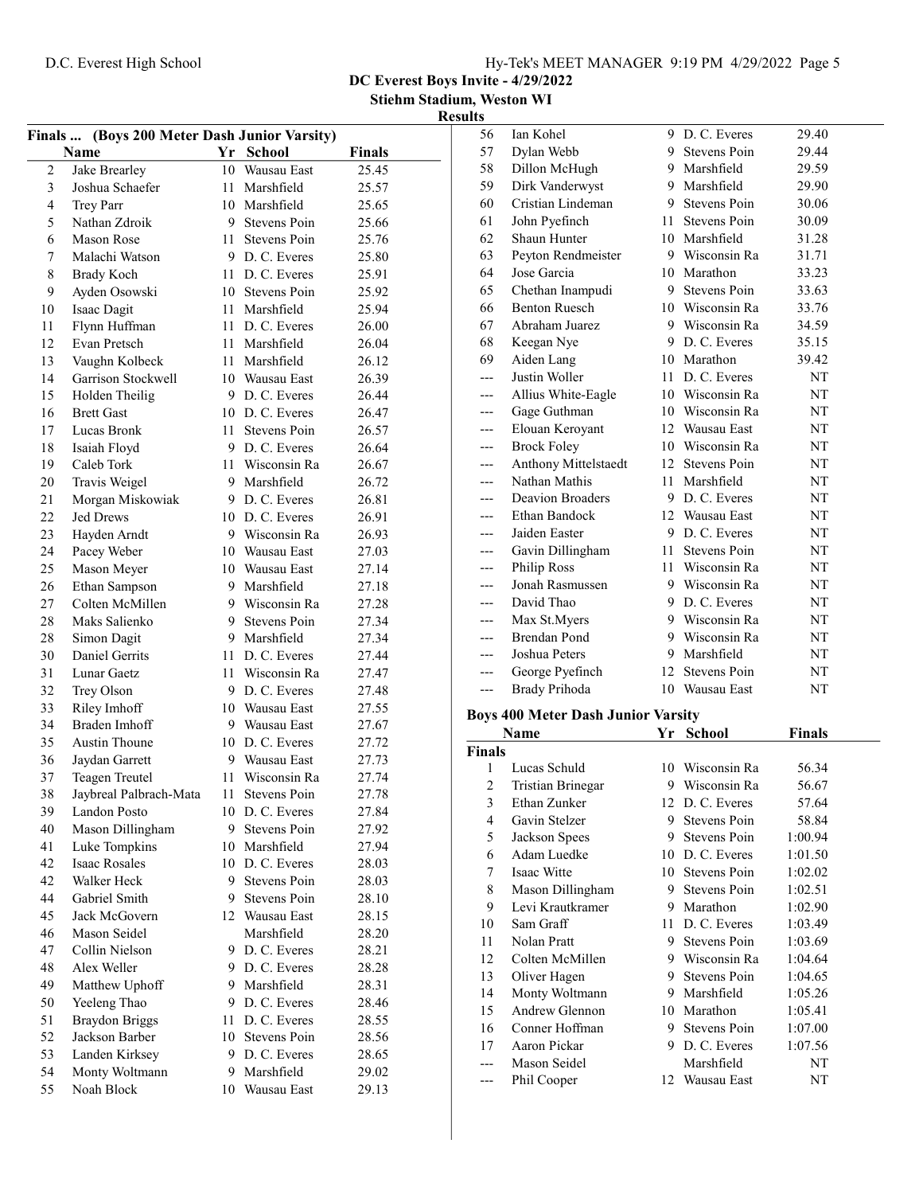## DC Everest Boys Invite - 4/29/2022

### Stiehm Stadium, Weston WI

### Results

**Finals ... (Boys 200 Meter Dash Junior Varsity)**

| | Name | Yr | School | Finals |
|---|---|---|---|---|
| 2 | Jake Brearley | 10 | Wausau East | 25.45 |
| 3 | Joshua Schaefer | 11 | Marshfield | 25.57 |
| 4 | Trey Parr | 10 | Marshfield | 25.65 |
| 5 | Nathan Zdroik | 9 | Stevens Poin | 25.66 |
| 6 | Mason Rose | 11 | Stevens Poin | 25.76 |
| 7 | Malachi Watson | 9 | D. C. Everes | 25.80 |
| 8 | Brady Koch | 11 | D. C. Everes | 25.91 |
| 9 | Ayden Osowski | 10 | Stevens Poin | 25.92 |
| 10 | Isaac Dagit | 11 | Marshfield | 25.94 |
| 11 | Flynn Huffman | 11 | D. C. Everes | 26.00 |
| 12 | Evan Pretsch | 11 | Marshfield | 26.04 |
| 13 | Vaughn Kolbeck | 11 | Marshfield | 26.12 |
| 14 | Garrison Stockwell | 10 | Wausau East | 26.39 |
| 15 | Holden Theilig | 9 | D. C. Everes | 26.44 |
| 16 | Brett Gast | 10 | D. C. Everes | 26.47 |
| 17 | Lucas Bronk | 11 | Stevens Poin | 26.57 |
| 18 | Isaiah Floyd | 9 | D. C. Everes | 26.64 |
| 19 | Caleb Tork | 11 | Wisconsin Ra | 26.67 |
| 20 | Travis Weigel | 9 | Marshfield | 26.72 |
| 21 | Morgan Miskowiak | 9 | D. C. Everes | 26.81 |
| 22 | Jed Drews | 10 | D. C. Everes | 26.91 |
| 23 | Hayden Arndt | 9 | Wisconsin Ra | 26.93 |
| 24 | Pacey Weber | 10 | Wausau East | 27.03 |
| 25 | Mason Meyer | 10 | Wausau East | 27.14 |
| 26 | Ethan Sampson | 9 | Marshfield | 27.18 |
| 27 | Colten McMillen | 9 | Wisconsin Ra | 27.28 |
| 28 | Maks Salienko | 9 | Stevens Poin | 27.34 |
| 28 | Simon Dagit | 9 | Marshfield | 27.34 |
| 30 | Daniel Gerrits | 11 | D. C. Everes | 27.44 |
| 31 | Lunar Gaetz | 11 | Wisconsin Ra | 27.47 |
| 32 | Trey Olson | 9 | D. C. Everes | 27.48 |
| 33 | Riley Imhoff | 10 | Wausau East | 27.55 |
| 34 | Braden Imhoff | 9 | Wausau East | 27.67 |
| 35 | Austin Thoune | 10 | D. C. Everes | 27.72 |
| 36 | Jaydan Garrett | 9 | Wausau East | 27.73 |
| 37 | Teagen Treutel | 11 | Wisconsin Ra | 27.74 |
| 38 | Jaybreal Palbrach-Mata | 11 | Stevens Poin | 27.78 |
| 39 | Landon Posto | 10 | D. C. Everes | 27.84 |
| 40 | Mason Dillingham | 9 | Stevens Poin | 27.92 |
| 41 | Luke Tompkins | 10 | Marshfield | 27.94 |
| 42 | Isaac Rosales | 10 | D. C. Everes | 28.03 |
| 42 | Walker Heck | 9 | Stevens Poin | 28.03 |
| 44 | Gabriel Smith | 9 | Stevens Poin | 28.10 |
| 45 | Jack McGovern | 12 | Wausau East | 28.15 |
| 46 | Mason Seidel | | Marshfield | 28.20 |
| 47 | Collin Nielson | 9 | D. C. Everes | 28.21 |
| 48 | Alex Weller | 9 | D. C. Everes | 28.28 |
| 49 | Matthew Uphoff | 9 | Marshfield | 28.31 |
| 50 | Yeeleng Thao | 9 | D. C. Everes | 28.46 |
| 51 | Braydon Briggs | 11 | D. C. Everes | 28.55 |
| 52 | Jackson Barber | 10 | Stevens Poin | 28.56 |
| 53 | Landen Kirksey | 9 | D. C. Everes | 28.65 |
| 54 | Monty Woltmann | 9 | Marshfield | 29.02 |
| 55 | Noah Block | 10 | Wausau East | 29.13 |
| 56 | Ian Kohel | 9 | D. C. Everes | 29.40 |
| 57 | Dylan Webb | 9 | Stevens Poin | 29.44 |
| 58 | Dillon McHugh | 9 | Marshfield | 29.59 |
| 59 | Dirk Vanderwyst | 9 | Marshfield | 29.90 |
| 60 | Cristian Lindeman | 9 | Stevens Poin | 30.06 |
| 61 | John Pyefinch | 11 | Stevens Poin | 30.09 |
| 62 | Shaun Hunter | 10 | Marshfield | 31.28 |
| 63 | Peyton Rendmeister | 9 | Wisconsin Ra | 31.71 |
| 64 | Jose Garcia | 10 | Marathon | 33.23 |
| 65 | Chethan Inampudi | 9 | Stevens Poin | 33.63 |
| 66 | Benton Ruesch | 10 | Wisconsin Ra | 33.76 |
| 67 | Abraham Juarez | 9 | Wisconsin Ra | 34.59 |
| 68 | Keegan Nye | 9 | D. C. Everes | 35.15 |
| 69 | Aiden Lang | 10 | Marathon | 39.42 |
| --- | Justin Woller | 11 | D. C. Everes | NT |
| --- | Allius White-Eagle | 10 | Wisconsin Ra | NT |
| --- | Gage Guthman | 10 | Wisconsin Ra | NT |
| --- | Elouan Keroyant | 12 | Wausau East | NT |
| --- | Brock Foley | 10 | Wisconsin Ra | NT |
| --- | Anthony Mittelstaedt | 12 | Stevens Poin | NT |
| --- | Nathan Mathis | 11 | Marshfield | NT |
| --- | Deavion Broaders | 9 | D. C. Everes | NT |
| --- | Ethan Bandock | 12 | Wausau East | NT |
| --- | Jaiden Easter | 9 | D. C. Everes | NT |
| --- | Gavin Dillingham | 11 | Stevens Poin | NT |
| --- | Philip Ross | 11 | Wisconsin Ra | NT |
| --- | Jonah Rasmussen | 9 | Wisconsin Ra | NT |
| --- | David Thao | 9 | D. C. Everes | NT |
| --- | Max St.Myers | 9 | Wisconsin Ra | NT |
| --- | Brendan Pond | 9 | Wisconsin Ra | NT |
| --- | Joshua Peters | 9 | Marshfield | NT |
| --- | George Pyefinch | 12 | Stevens Poin | NT |
| --- | Brady Prihoda | 10 | Wausau East | NT |

**Boys 400 Meter Dash Junior Varsity**

| | Name | Yr | School | Finals |
|---|---|---|---|---|
| **Finals** | | | | |
| 1 | Lucas Schuld | 10 | Wisconsin Ra | 56.34 |
| 2 | Tristian Brinegar | 9 | Wisconsin Ra | 56.67 |
| 3 | Ethan Zunker | 12 | D. C. Everes | 57.64 |
| 4 | Gavin Stelzer | 9 | Stevens Poin | 58.84 |
| 5 | Jackson Spees | 9 | Stevens Poin | 1:00.94 |
| 6 | Adam Luedke | 10 | D. C. Everes | 1:01.50 |
| 7 | Isaac Witte | 10 | Stevens Poin | 1:02.02 |
| 8 | Mason Dillingham | 9 | Stevens Poin | 1:02.51 |
| 9 | Levi Krautkramer | 9 | Marathon | 1:02.90 |
| 10 | Sam Graff | 11 | D. C. Everes | 1:03.49 |
| 11 | Nolan Pratt | 9 | Stevens Poin | 1:03.69 |
| 12 | Colten McMillen | 9 | Wisconsin Ra | 1:04.64 |
| 13 | Oliver Hagen | 9 | Stevens Poin | 1:04.65 |
| 14 | Monty Woltmann | 9 | Marshfield | 1:05.26 |
| 15 | Andrew Glennon | 10 | Marathon | 1:05.41 |
| 16 | Conner Hoffman | 9 | Stevens Poin | 1:07.00 |
| 17 | Aaron Pickar | 9 | D. C. Everes | 1:07.56 |
| --- | Mason Seidel | | Marshfield | NT |
| --- | Phil Cooper | 12 | Wausau East | NT |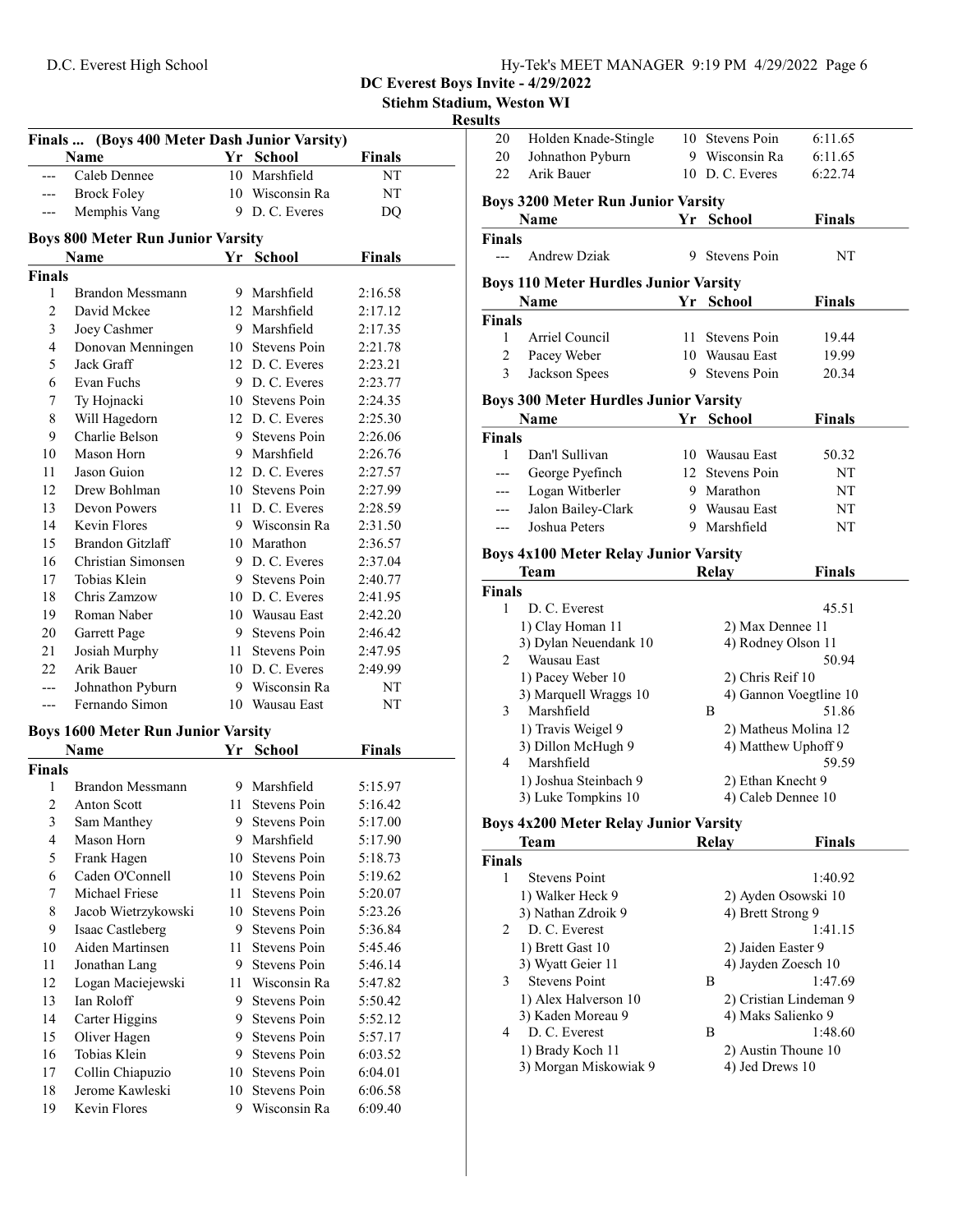## DC Everest Boys Invite - 4/29/2022

### Stiehm Stadium, Weston WI

### Results

#### Finals ... (Boys 400 Meter Dash Junior Varsity)

| | Name | Yr | School | Finals |
|---|---|---|---|---|
| --- | Caleb Dennee | 10 | Marshfield | NT |
| --- | Brock Foley | 10 | Wisconsin Ra | NT |
| --- | Memphis Vang | 9 | D. C. Everes | DQ |

#### Boys 800 Meter Run Junior Varsity

| | Name | Yr | School | Finals |
|---|---|---|---|---|
| **Finals** | | | | |
| 1 | Brandon Messmann | 9 | Marshfield | 2:16.58 |
| 2 | David Mckee | 12 | Marshfield | 2:17.12 |
| 3 | Joey Cashmer | 9 | Marshfield | 2:17.35 |
| 4 | Donovan Menningen | 10 | Stevens Poin | 2:21.78 |
| 5 | Jack Graff | 12 | D. C. Everes | 2:23.21 |
| 6 | Evan Fuchs | 9 | D. C. Everes | 2:23.77 |
| 7 | Ty Hojnacki | 10 | Stevens Poin | 2:24.35 |
| 8 | Will Hagedorn | 12 | D. C. Everes | 2:25.30 |
| 9 | Charlie Belson | 9 | Stevens Poin | 2:26.06 |
| 10 | Mason Horn | 9 | Marshfield | 2:26.76 |
| 11 | Jason Guion | 12 | D. C. Everes | 2:27.57 |
| 12 | Drew Bohlman | 10 | Stevens Poin | 2:27.99 |
| 13 | Devon Powers | 11 | D. C. Everes | 2:28.59 |
| 14 | Kevin Flores | 9 | Wisconsin Ra | 2:31.50 |
| 15 | Brandon Gitzlaff | 10 | Marathon | 2:36.57 |
| 16 | Christian Simonsen | 9 | D. C. Everes | 2:37.04 |
| 17 | Tobias Klein | 9 | Stevens Poin | 2:40.77 |
| 18 | Chris Zamzow | 10 | D. C. Everes | 2:41.95 |
| 19 | Roman Naber | 10 | Wausau East | 2:42.20 |
| 20 | Garrett Page | 9 | Stevens Poin | 2:46.42 |
| 21 | Josiah Murphy | 11 | Stevens Poin | 2:47.95 |
| 22 | Arik Bauer | 10 | D. C. Everes | 2:49.99 |
| --- | Johnathon Pyburn | 9 | Wisconsin Ra | NT |
| --- | Fernando Simon | 10 | Wausau East | NT |

#### Boys 1600 Meter Run Junior Varsity

| | Name | Yr | School | Finals |
|---|---|---|---|---|
| **Finals** | | | | |
| 1 | Brandon Messmann | 9 | Marshfield | 5:15.97 |
| 2 | Anton Scott | 11 | Stevens Poin | 5:16.42 |
| 3 | Sam Manthey | 9 | Stevens Poin | 5:17.00 |
| 4 | Mason Horn | 9 | Marshfield | 5:17.90 |
| 5 | Frank Hagen | 10 | Stevens Poin | 5:18.73 |
| 6 | Caden O'Connell | 10 | Stevens Poin | 5:19.62 |
| 7 | Michael Friese | 11 | Stevens Poin | 5:20.07 |
| 8 | Jacob Wietrzykowski | 10 | Stevens Poin | 5:23.26 |
| 9 | Isaac Castleberg | 9 | Stevens Poin | 5:36.84 |
| 10 | Aiden Martinsen | 11 | Stevens Poin | 5:45.46 |
| 11 | Jonathan Lang | 9 | Stevens Poin | 5:46.14 |
| 12 | Logan Maciejewski | 11 | Wisconsin Ra | 5:47.82 |
| 13 | Ian Roloff | 9 | Stevens Poin | 5:50.42 |
| 14 | Carter Higgins | 9 | Stevens Poin | 5:52.12 |
| 15 | Oliver Hagen | 9 | Stevens Poin | 5:57.17 |
| 16 | Tobias Klein | 9 | Stevens Poin | 6:03.52 |
| 17 | Collin Chiapuzio | 10 | Stevens Poin | 6:04.01 |
| 18 | Jerome Kawleski | 10 | Stevens Poin | 6:06.58 |
| 19 | Kevin Flores | 9 | Wisconsin Ra | 6:09.40 |
| 20 | Holden Knade-Stingle | 10 | Stevens Poin | 6:11.65 |
| 20 | Johnathon Pyburn | 9 | Wisconsin Ra | 6:11.65 |
| 22 | Arik Bauer | 10 | D. C. Everes | 6:22.74 |

#### Boys 3200 Meter Run Junior Varsity

| | Name | Yr | School | Finals |
|---|---|---|---|---|
| **Finals** | | | | |
| --- | Andrew Dziak | 9 | Stevens Poin | NT |

#### Boys 110 Meter Hurdles Junior Varsity

| | Name | Yr | School | Finals |
|---|---|---|---|---|
| **Finals** | | | | |
| 1 | Arriel Council | 11 | Stevens Poin | 19.44 |
| 2 | Pacey Weber | 10 | Wausau East | 19.99 |
| 3 | Jackson Spees | 9 | Stevens Poin | 20.34 |

#### Boys 300 Meter Hurdles Junior Varsity

| | Name | Yr | School | Finals |
|---|---|---|---|---|
| **Finals** | | | | |
| 1 | Dan'l Sullivan | 10 | Wausau East | 50.32 |
| --- | George Pyefinch | 12 | Stevens Poin | NT |
| --- | Logan Witberler | 9 | Marathon | NT |
| --- | Jalon Bailey-Clark | 9 | Wausau East | NT |
| --- | Joshua Peters | 9 | Marshfield | NT |

#### Boys 4x100 Meter Relay Junior Varsity

| | Team | Relay | Finals |
|---|---|---|---|
| **Finals** | | | |
| 1 | D. C. Everest | | 45.51 |
| | 1) Clay Homan 11 | 2) Max Dennee 11 | |
| | 3) Dylan Neuendank 10 | 4) Rodney Olson 11 | |
| 2 | Wausau East | | 50.94 |
| | 1) Pacey Weber 10 | 2) Chris Reif 10 | |
| | 3) Marquell Wraggs 10 | 4) Gannon Voegtline 10 | |
| 3 | Marshfield | B | 51.86 |
| | 1) Travis Weigel 9 | 2) Matheus Molina 12 | |
| | 3) Dillon McHugh 9 | 4) Matthew Uphoff 9 | |
| 4 | Marshfield | | 59.59 |
| | 1) Joshua Steinbach 9 | 2) Ethan Knecht 9 | |
| | 3) Luke Tompkins 10 | 4) Caleb Dennee 10 | |

#### Boys 4x200 Meter Relay Junior Varsity

| | Team | Relay | Finals |
|---|---|---|---|
| **Finals** | | | |
| 1 | Stevens Point | | 1:40.92 |
| | 1) Walker Heck 9 | 2) Ayden Osowski 10 | |
| | 3) Nathan Zdroik 9 | 4) Brett Strong 9 | |
| 2 | D. C. Everest | | 1:41.15 |
| | 1) Brett Gast 10 | 2) Jaiden Easter 9 | |
| | 3) Wyatt Geier 11 | 4) Jayden Zoesch 10 | |
| 3 | Stevens Point | B | 1:47.69 |
| | 1) Alex Halverson 10 | 2) Cristian Lindeman 9 | |
| | 3) Kaden Moreau 9 | 4) Maks Salienko 9 | |
| 4 | D. C. Everest | B | 1:48.60 |
| | 1) Brady Koch 11 | 2) Austin Thoune 10 | |
| | 3) Morgan Miskowiak 9 | 4) Jed Drews 10 | |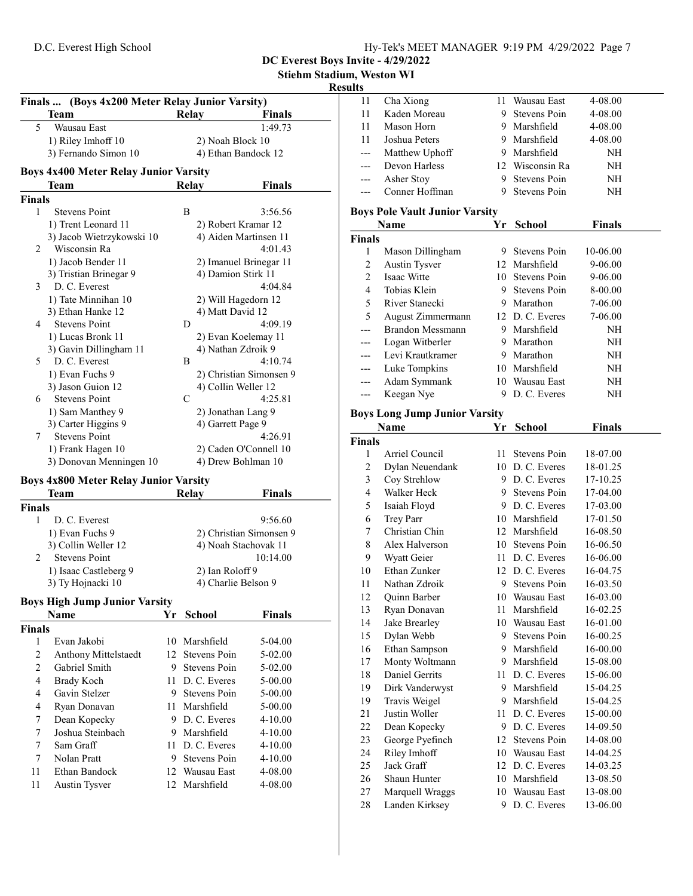## DC Everest Boys Invite - 4/29/2022

### Stiehm Stadium, Weston WI

### Results

#### Finals ... (Boys 4x200 Meter Relay Junior Varsity)

| | Team | Relay | Finals |
|---|---|---|---|
| 5 | Wausau East | | 1:49.73 |
| | 1) Riley Imhoff 10 | 2) Noah Block 10 | |
| | 3) Fernando Simon 10 | 4) Ethan Bandock 12 | |

#### Boys 4x400 Meter Relay Junior Varsity

| | Team | Relay | Finals |
|---|---|---|---|
| **Finals** | | | |
| 1 | Stevens Point | B | 3:56.56 |
| | 1) Trent Leonard 11 | 2) Robert Kramar 12 | |
| | 3) Jacob Wietrzykowski 10 | 4) Aiden Martinsen 11 | |
| 2 | Wisconsin Ra | | 4:01.43 |
| | 1) Jacob Bender 11 | 2) Imanuel Brinegar 11 | |
| | 3) Tristian Brinegar 9 | 4) Damion Stirk 11 | |
| 3 | D. C. Everest | | 4:04.84 |
| | 1) Tate Minnihan 10 | 2) Will Hagedorn 12 | |
| | 3) Ethan Hanke 12 | 4) Matt David 12 | |
| 4 | Stevens Point | D | 4:09.19 |
| | 1) Lucas Bronk 11 | 2) Evan Koelemay 11 | |
| | 3) Gavin Dillingham 11 | 4) Nathan Zdroik 9 | |
| 5 | D. C. Everest | B | 4:10.74 |
| | 1) Evan Fuchs 9 | 2) Christian Simonsen 9 | |
| | 3) Jason Guion 12 | 4) Collin Weller 12 | |
| 6 | Stevens Point | C | 4:25.81 |
| | 1) Sam Manthey 9 | 2) Jonathan Lang 9 | |
| | 3) Carter Higgins 9 | 4) Garrett Page 9 | |
| 7 | Stevens Point | | 4:26.91 |
| | 1) Frank Hagen 10 | 2) Caden O'Connell 10 | |
| | 3) Donovan Menningen 10 | 4) Drew Bohlman 10 | |

#### Boys 4x800 Meter Relay Junior Varsity

| | Team | Relay | Finals |
|---|---|---|---|
| **Finals** | | | |
| 1 | D. C. Everest | | 9:56.60 |
| | 1) Evan Fuchs 9 | 2) Christian Simonsen 9 | |
| | 3) Collin Weller 12 | 4) Noah Stachovak 11 | |
| 2 | Stevens Point | | 10:14.00 |
| | 1) Isaac Castleberg 9 | 2) Ian Roloff 9 | |
| | 3) Ty Hojnacki 10 | 4) Charlie Belson 9 | |

#### Boys High Jump Junior Varsity

| | Name | Yr | School | Finals |
|---|---|---|---|---|
| **Finals** | | | | |
| 1 | Evan Jakobi | 10 | Marshfield | 5-04.00 |
| 2 | Anthony Mittelstaedt | 12 | Stevens Poin | 5-02.00 |
| 2 | Gabriel Smith | 9 | Stevens Poin | 5-02.00 |
| 4 | Brady Koch | 11 | D. C. Everes | 5-00.00 |
| 4 | Gavin Stelzer | 9 | Stevens Poin | 5-00.00 |
| 4 | Ryan Donavan | 11 | Marshfield | 5-00.00 |
| 7 | Dean Kopecky | 9 | D. C. Everes | 4-10.00 |
| 7 | Joshua Steinbach | 9 | Marshfield | 4-10.00 |
| 7 | Sam Graff | 11 | D. C. Everes | 4-10.00 |
| 7 | Nolan Pratt | 9 | Stevens Poin | 4-10.00 |
| 11 | Ethan Bandock | 12 | Wausau East | 4-08.00 |
| 11 | Austin Tysver | 12 | Marshfield | 4-08.00 |
| 11 | Cha Xiong | 11 | Wausau East | 4-08.00 |
| 11 | Kaden Moreau | 9 | Stevens Poin | 4-08.00 |
| 11 | Mason Horn | 9 | Marshfield | 4-08.00 |
| 11 | Joshua Peters | 9 | Marshfield | 4-08.00 |
| --- | Matthew Uphoff | 9 | Marshfield | NH |
| --- | Devon Harless | 12 | Wisconsin Ra | NH |
| --- | Asher Stoy | 9 | Stevens Poin | NH |
| --- | Conner Hoffman | 9 | Stevens Poin | NH |

#### Boys Pole Vault Junior Varsity

| | Name | Yr | School | Finals |
|---|---|---|---|---|
| **Finals** | | | | |
| 1 | Mason Dillingham | 9 | Stevens Poin | 10-06.00 |
| 2 | Austin Tysver | 12 | Marshfield | 9-06.00 |
| 2 | Isaac Witte | 10 | Stevens Poin | 9-06.00 |
| 4 | Tobias Klein | 9 | Stevens Poin | 8-00.00 |
| 5 | River Stanecki | 9 | Marathon | 7-06.00 |
| 5 | August Zimmermann | 12 | D. C. Everes | 7-06.00 |
| --- | Brandon Messmann | 9 | Marshfield | NH |
| --- | Logan Witberler | 9 | Marathon | NH |
| --- | Levi Krautkramer | 9 | Marathon | NH |
| --- | Luke Tompkins | 10 | Marshfield | NH |
| --- | Adam Symmank | 10 | Wausau East | NH |
| --- | Keegan Nye | 9 | D. C. Everes | NH |

#### Boys Long Jump Junior Varsity

| | Name | Yr | School | Finals |
|---|---|---|---|---|
| **Finals** | | | | |
| 1 | Arriel Council | 11 | Stevens Poin | 18-07.00 |
| 2 | Dylan Neuendank | 10 | D. C. Everes | 18-01.25 |
| 3 | Coy Strehlow | 9 | D. C. Everes | 17-10.25 |
| 4 | Walker Heck | 9 | Stevens Poin | 17-04.00 |
| 5 | Isaiah Floyd | 9 | D. C. Everes | 17-03.00 |
| 6 | Trey Parr | 10 | Marshfield | 17-01.50 |
| 7 | Christian Chin | 12 | Marshfield | 16-08.50 |
| 8 | Alex Halverson | 10 | Stevens Poin | 16-06.50 |
| 9 | Wyatt Geier | 11 | D. C. Everes | 16-06.00 |
| 10 | Ethan Zunker | 12 | D. C. Everes | 16-04.75 |
| 11 | Nathan Zdroik | 9 | Stevens Poin | 16-03.50 |
| 12 | Quinn Barber | 10 | Wausau East | 16-03.00 |
| 13 | Ryan Donavan | 11 | Marshfield | 16-02.25 |
| 14 | Jake Brearley | 10 | Wausau East | 16-01.00 |
| 15 | Dylan Webb | 9 | Stevens Poin | 16-00.25 |
| 16 | Ethan Sampson | 9 | Marshfield | 16-00.00 |
| 17 | Monty Woltmann | 9 | Marshfield | 15-08.00 |
| 18 | Daniel Gerrits | 11 | D. C. Everes | 15-06.00 |
| 19 | Dirk Vanderwyst | 9 | Marshfield | 15-04.25 |
| 19 | Travis Weigel | 9 | Marshfield | 15-04.25 |
| 21 | Justin Woller | 11 | D. C. Everes | 15-00.00 |
| 22 | Dean Kopecky | 9 | D. C. Everes | 14-09.50 |
| 23 | George Pyefinch | 12 | Stevens Poin | 14-08.00 |
| 24 | Riley Imhoff | 10 | Wausau East | 14-04.25 |
| 25 | Jack Graff | 12 | D. C. Everes | 14-03.25 |
| 26 | Shaun Hunter | 10 | Marshfield | 13-08.50 |
| 27 | Marquell Wraggs | 10 | Wausau East | 13-08.00 |
| 28 | Landen Kirksey | 9 | D. C. Everes | 13-06.00 |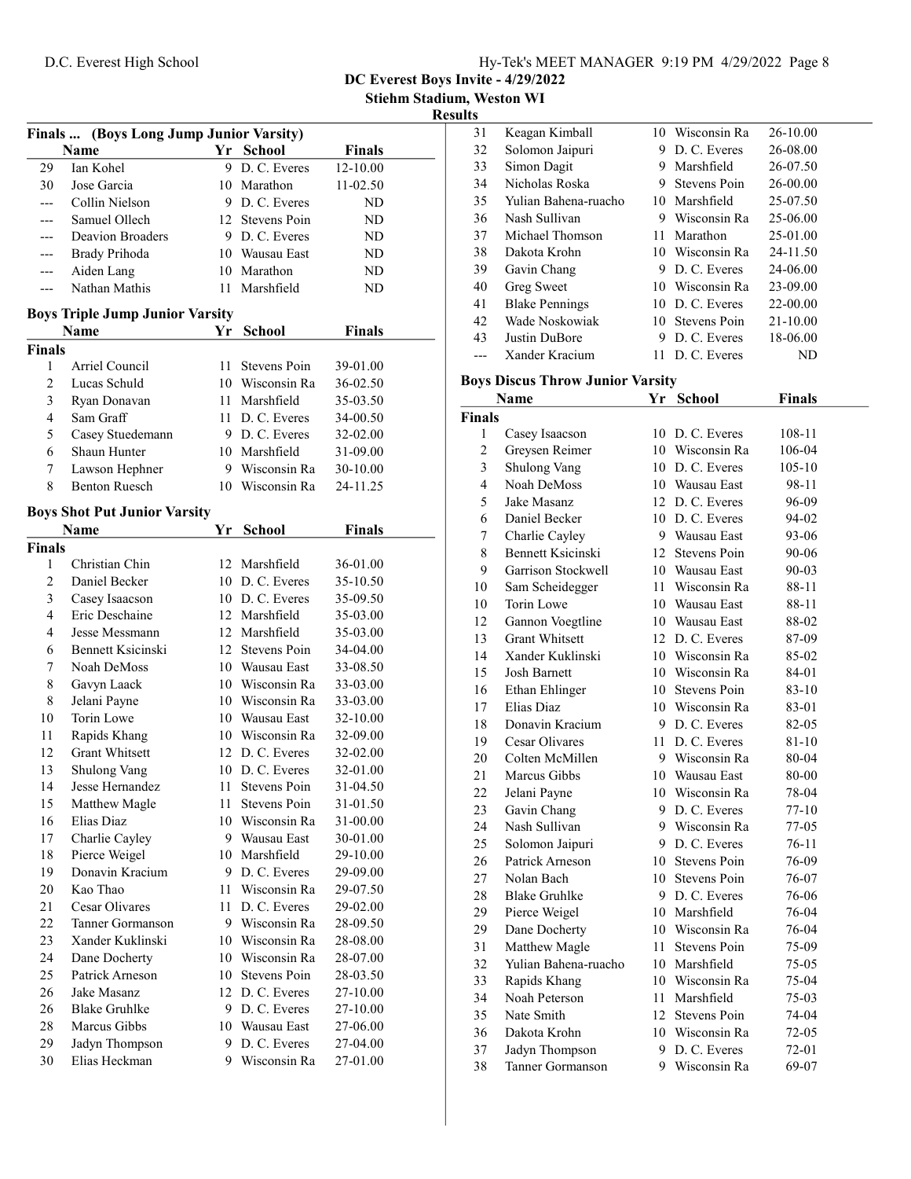**DC Everest Boys Invite - 4/29/2022**

**Stiehm Stadium, Weston WI**

**Results**

### Finals ... (Boys Long Jump Junior Varsity)

| | Name | Yr | School | Finals |
|---|---|---|---|---|
| 29 | Ian Kohel | 9 | D. C. Everes | 12-10.00 |
| 30 | Jose Garcia | 10 | Marathon | 11-02.50 |
| --- | Collin Nielson | 9 | D. C. Everes | ND |
| --- | Samuel Ollech | 12 | Stevens Poin | ND |
| --- | Deavion Broaders | 9 | D. C. Everes | ND |
| --- | Brady Prihoda | 10 | Wausau East | ND |
| --- | Aiden Lang | 10 | Marathon | ND |
| --- | Nathan Mathis | 11 | Marshfield | ND |

### Boys Triple Jump Junior Varsity

| | Name | Yr | School | Finals |
|---|---|---|---|---|
| **Finals** | | | | |
| 1 | Arriel Council | 11 | Stevens Poin | 39-01.00 |
| 2 | Lucas Schuld | 10 | Wisconsin Ra | 36-02.50 |
| 3 | Ryan Donavan | 11 | Marshfield | 35-03.50 |
| 4 | Sam Graff | 11 | D. C. Everes | 34-00.50 |
| 5 | Casey Stuedemann | 9 | D. C. Everes | 32-02.00 |
| 6 | Shaun Hunter | 10 | Marshfield | 31-09.00 |
| 7 | Lawson Hephner | 9 | Wisconsin Ra | 30-10.00 |
| 8 | Benton Ruesch | 10 | Wisconsin Ra | 24-11.25 |

### Boys Shot Put Junior Varsity

| | Name | Yr | School | Finals |
|---|---|---|---|---|
| **Finals** | | | | |
| 1 | Christian Chin | 12 | Marshfield | 36-01.00 |
| 2 | Daniel Becker | 10 | D. C. Everes | 35-10.50 |
| 3 | Casey Isaacson | 10 | D. C. Everes | 35-09.50 |
| 4 | Eric Deschaine | 12 | Marshfield | 35-03.00 |
| 4 | Jesse Messmann | 12 | Marshfield | 35-03.00 |
| 6 | Bennett Ksicinski | 12 | Stevens Poin | 34-04.00 |
| 7 | Noah DeMoss | 10 | Wausau East | 33-08.50 |
| 8 | Gavyn Laack | 10 | Wisconsin Ra | 33-03.00 |
| 8 | Jelani Payne | 10 | Wisconsin Ra | 33-03.00 |
| 10 | Torin Lowe | 10 | Wausau East | 32-10.00 |
| 11 | Rapids Khang | 10 | Wisconsin Ra | 32-09.00 |
| 12 | Grant Whitsett | 12 | D. C. Everes | 32-02.00 |
| 13 | Shulong Vang | 10 | D. C. Everes | 32-01.00 |
| 14 | Jesse Hernandez | 11 | Stevens Poin | 31-04.50 |
| 15 | Matthew Magle | 11 | Stevens Poin | 31-01.50 |
| 16 | Elias Diaz | 10 | Wisconsin Ra | 31-00.00 |
| 17 | Charlie Cayley | 9 | Wausau East | 30-01.00 |
| 18 | Pierce Weigel | 10 | Marshfield | 29-10.00 |
| 19 | Donavin Kracium | 9 | D. C. Everes | 29-09.00 |
| 20 | Kao Thao | 11 | Wisconsin Ra | 29-07.50 |
| 21 | Cesar Olivares | 11 | D. C. Everes | 29-02.00 |
| 22 | Tanner Gormanson | 9 | Wisconsin Ra | 28-09.50 |
| 23 | Xander Kuklinski | 10 | Wisconsin Ra | 28-08.00 |
| 24 | Dane Docherty | 10 | Wisconsin Ra | 28-07.00 |
| 25 | Patrick Arneson | 10 | Stevens Poin | 28-03.50 |
| 26 | Jake Masanz | 12 | D. C. Everes | 27-10.00 |
| 26 | Blake Gruhlke | 9 | D. C. Everes | 27-10.00 |
| 28 | Marcus Gibbs | 10 | Wausau East | 27-06.00 |
| 29 | Jadyn Thompson | 9 | D. C. Everes | 27-04.00 |
| 30 | Elias Heckman | 9 | Wisconsin Ra | 27-01.00 |
| 31 | Keagan Kimball | 10 | Wisconsin Ra | 26-10.00 |
| 32 | Solomon Jaipuri | 9 | D. C. Everes | 26-08.00 |
| 33 | Simon Dagit | 9 | Marshfield | 26-07.50 |
| 34 | Nicholas Roska | 9 | Stevens Poin | 26-00.00 |
| 35 | Yulian Bahena-ruacho | 10 | Marshfield | 25-07.50 |
| 36 | Nash Sullivan | 9 | Wisconsin Ra | 25-06.00 |
| 37 | Michael Thomson | 11 | Marathon | 25-01.00 |
| 38 | Dakota Krohn | 10 | Wisconsin Ra | 24-11.50 |
| 39 | Gavin Chang | 9 | D. C. Everes | 24-06.00 |
| 40 | Greg Sweet | 10 | Wisconsin Ra | 23-09.00 |
| 41 | Blake Pennings | 10 | D. C. Everes | 22-00.00 |
| 42 | Wade Noskowiak | 10 | Stevens Poin | 21-10.00 |
| 43 | Justin DuBore | 9 | D. C. Everes | 18-06.00 |
| --- | Xander Kracium | 11 | D. C. Everes | ND |

### Boys Discus Throw Junior Varsity

| | Name | Yr | School | Finals |
|---|---|---|---|---|
| **Finals** | | | | |
| 1 | Casey Isaacson | 10 | D. C. Everes | 108-11 |
| 2 | Greysen Reimer | 10 | Wisconsin Ra | 106-04 |
| 3 | Shulong Vang | 10 | D. C. Everes | 105-10 |
| 4 | Noah DeMoss | 10 | Wausau East | 98-11 |
| 5 | Jake Masanz | 12 | D. C. Everes | 96-09 |
| 6 | Daniel Becker | 10 | D. C. Everes | 94-02 |
| 7 | Charlie Cayley | 9 | Wausau East | 93-06 |
| 8 | Bennett Ksicinski | 12 | Stevens Poin | 90-06 |
| 9 | Garrison Stockwell | 10 | Wausau East | 90-03 |
| 10 | Sam Scheidegger | 11 | Wisconsin Ra | 88-11 |
| 10 | Torin Lowe | 10 | Wausau East | 88-11 |
| 12 | Gannon Voegtline | 10 | Wausau East | 88-02 |
| 13 | Grant Whitsett | 12 | D. C. Everes | 87-09 |
| 14 | Xander Kuklinski | 10 | Wisconsin Ra | 85-02 |
| 15 | Josh Barnett | 10 | Wisconsin Ra | 84-01 |
| 16 | Ethan Ehlinger | 10 | Stevens Poin | 83-10 |
| 17 | Elias Diaz | 10 | Wisconsin Ra | 83-01 |
| 18 | Donavin Kracium | 9 | D. C. Everes | 82-05 |
| 19 | Cesar Olivares | 11 | D. C. Everes | 81-10 |
| 20 | Colten McMillen | 9 | Wisconsin Ra | 80-04 |
| 21 | Marcus Gibbs | 10 | Wausau East | 80-00 |
| 22 | Jelani Payne | 10 | Wisconsin Ra | 78-04 |
| 23 | Gavin Chang | 9 | D. C. Everes | 77-10 |
| 24 | Nash Sullivan | 9 | Wisconsin Ra | 77-05 |
| 25 | Solomon Jaipuri | 9 | D. C. Everes | 76-11 |
| 26 | Patrick Arneson | 10 | Stevens Poin | 76-09 |
| 27 | Nolan Bach | 10 | Stevens Poin | 76-07 |
| 28 | Blake Gruhlke | 9 | D. C. Everes | 76-06 |
| 29 | Pierce Weigel | 10 | Marshfield | 76-04 |
| 29 | Dane Docherty | 10 | Wisconsin Ra | 76-04 |
| 31 | Matthew Magle | 11 | Stevens Poin | 75-09 |
| 32 | Yulian Bahena-ruacho | 10 | Marshfield | 75-05 |
| 33 | Rapids Khang | 10 | Wisconsin Ra | 75-04 |
| 34 | Noah Peterson | 11 | Marshfield | 75-03 |
| 35 | Nate Smith | 12 | Stevens Poin | 74-04 |
| 36 | Dakota Krohn | 10 | Wisconsin Ra | 72-05 |
| 37 | Jadyn Thompson | 9 | D. C. Everes | 72-01 |
| 38 | Tanner Gormanson | 9 | Wisconsin Ra | 69-07 |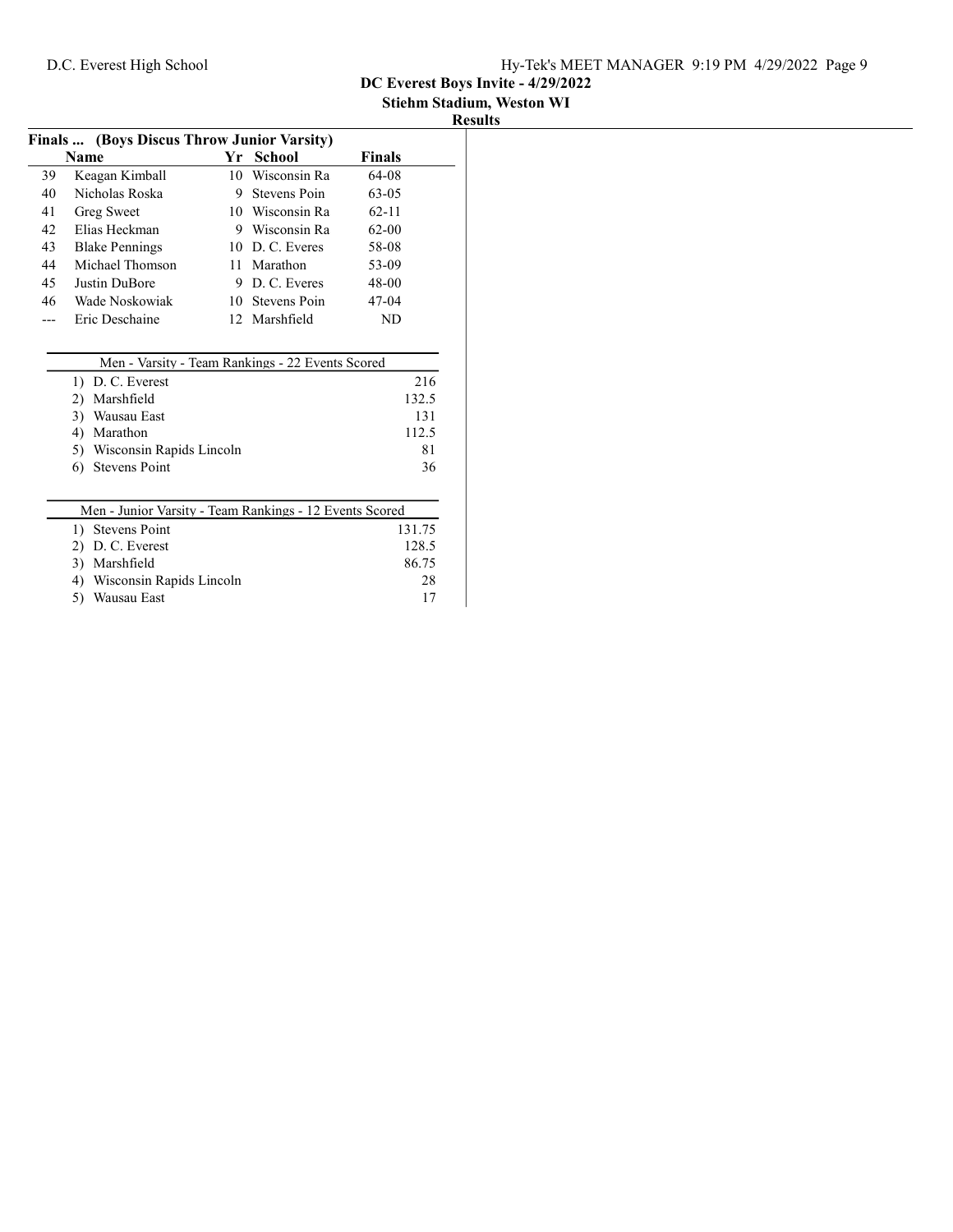## Finals ... (Boys Discus Throw Junior Varsity)

| | Name | Yr | School | Finals |
|---|---|---|---|---|
| 39 | Keagan Kimball | 10 | Wisconsin Ra | 64-08 |
| 40 | Nicholas Roska | 9 | Stevens Poin | 63-05 |
| 41 | Greg Sweet | 10 | Wisconsin Ra | 62-11 |
| 42 | Elias Heckman | 9 | Wisconsin Ra | 62-00 |
| 43 | Blake Pennings | 10 | D. C. Everes | 58-08 |
| 44 | Michael Thomson | 11 | Marathon | 53-09 |
| 45 | Justin DuBore | 9 | D. C. Everes | 48-00 |
| 46 | Wade Noskowiak | 10 | Stevens Poin | 47-04 |
| --- | Eric Deschaine | 12 | Marshfield | ND |

### Men - Varsity - Team Rankings - 22 Events Scored

| | | |
|---|---|---|
| 1) | D. C. Everest | 216 |
| 2) | Marshfield | 132.5 |
| 3) | Wausau East | 131 |
| 4) | Marathon | 112.5 |
| 5) | Wisconsin Rapids Lincoln | 81 |
| 6) | Stevens Point | 36 |

### Men - Junior Varsity - Team Rankings - 12 Events Scored

| | | |
|---|---|---|
| 1) | Stevens Point | 131.75 |
| 2) | D. C. Everest | 128.5 |
| 3) | Marshfield | 86.75 |
| 4) | Wisconsin Rapids Lincoln | 28 |
| 5) | Wausau East | 17 |